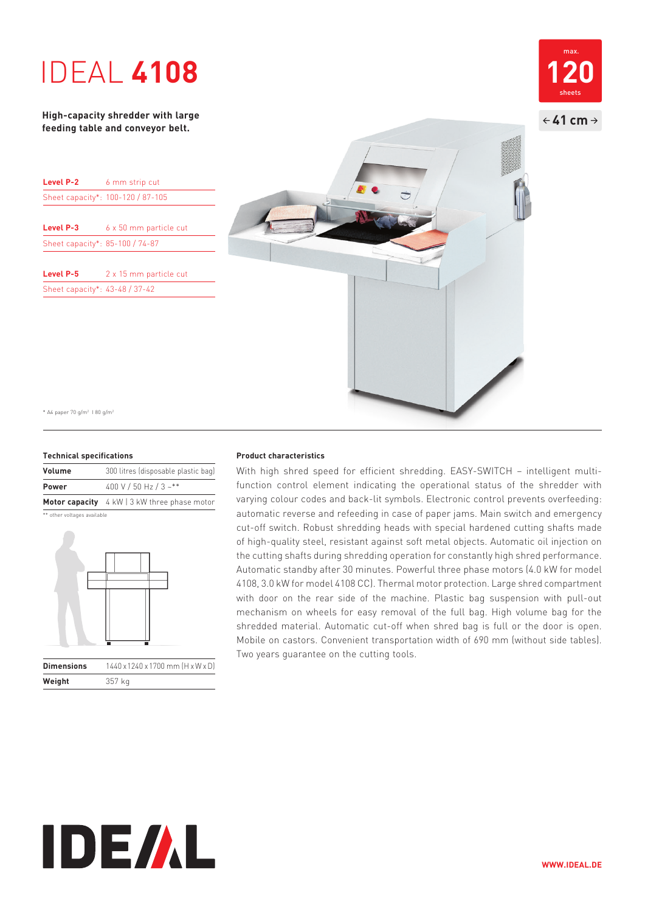# IDEAL **4108**

max.
**120**
sheets

← **41 cm** →

**High-capacity shredder with large feeding table and conveyor belt.**

| | |
|---|---|
| **Level P-2** | 6 mm strip cut |
| Sheet capacity*: | 100-120 / 87-105 |
| **Level P-3** | 6 x 50 mm particle cut |
| Sheet capacity*: | 85-100 / 74-87 |
| **Level P-5** | 2 x 15 mm particle cut |
| Sheet capacity*: | 43-48 / 37-42 |

* A4 paper 70 g/m² I 80 g/m²

### Technical specifications

| | |
|---|---|
| **Volume** | 300 litres (disposable plastic bag) |
| **Power** | 400 V / 50 Hz / 3 ~** |
| **Motor capacity** | 4 kW \| 3 kW three phase motor |

** other voltages available

| | |
|---|---|
| **Dimensions** | 1440 x 1240 x 1700 mm (H x W x D) |
| **Weight** | 357 kg |

### Product characteristics

With high shred speed for efficient shredding. EASY-SWITCH – intelligent multi-function control element indicating the operational status of the shredder with varying colour codes and back-lit symbols. Electronic control prevents overfeeding: automatic reverse and refeeding in case of paper jams. Main switch and emergency cut-off switch. Robust shredding heads with special hardened cutting shafts made of high-quality steel, resistant against soft metal objects. Automatic oil injection on the cutting shafts during shredding operation for constantly high shred performance. Automatic standby after 30 minutes. Powerful three phase motors (4.0 kW for model 4108, 3.0 kW for model 4108 CC). Thermal motor protection. Large shred compartment with door on the rear side of the machine. Plastic bag suspension with pull-out mechanism on wheels for easy removal of the full bag. High volume bag for the shredded material. Automatic cut-off when shred bag is full or the door is open. Mobile on castors. Convenient transportation width of 690 mm (without side tables). Two years guarantee on the cutting tools.

**IDEAL**

**WWW.IDEAL.DE**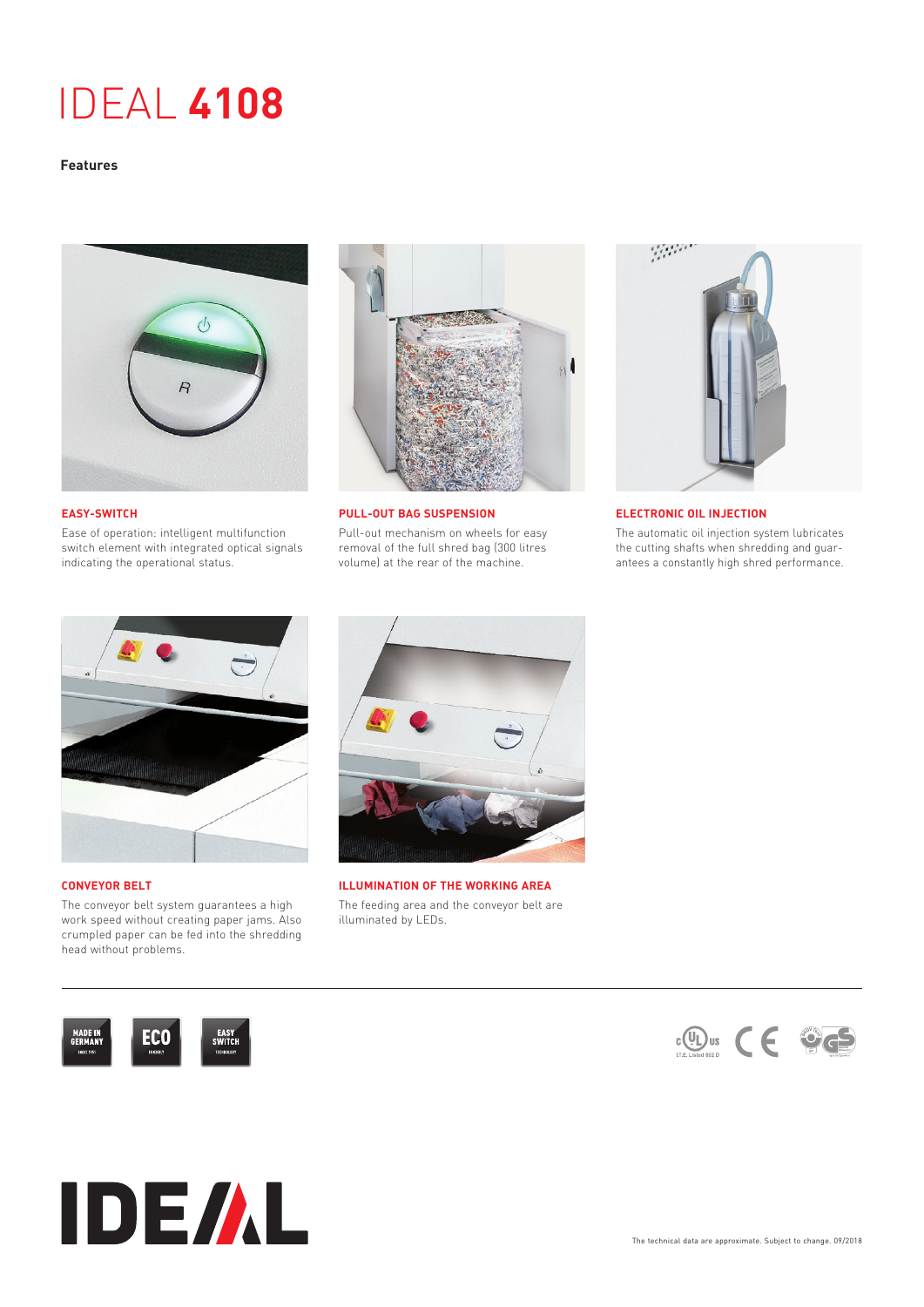# IDEAL **4108**

**Features**

### EASY-SWITCH

Ease of operation: intelligent multifunction switch element with integrated optical signals indicating the operational status.

### PULL-OUT BAG SUSPENSION

Pull-out mechanism on wheels for easy removal of the full shred bag (300 litres volume) at the rear of the machine.

### ELECTRONIC OIL INJECTION

The automatic oil injection system lubricates the cutting shafts when shredding and guarantees a constantly high shred performance.

### CONVEYOR BELT

The conveyor belt system guarantees a high work speed without creating paper jams. Also crumpled paper can be fed into the shredding head without problems.

### ILLUMINATION OF THE WORKING AREA

The feeding area and the conveyor belt are illuminated by LEDs.

The technical data are approximate. Subject to change. 09/2018